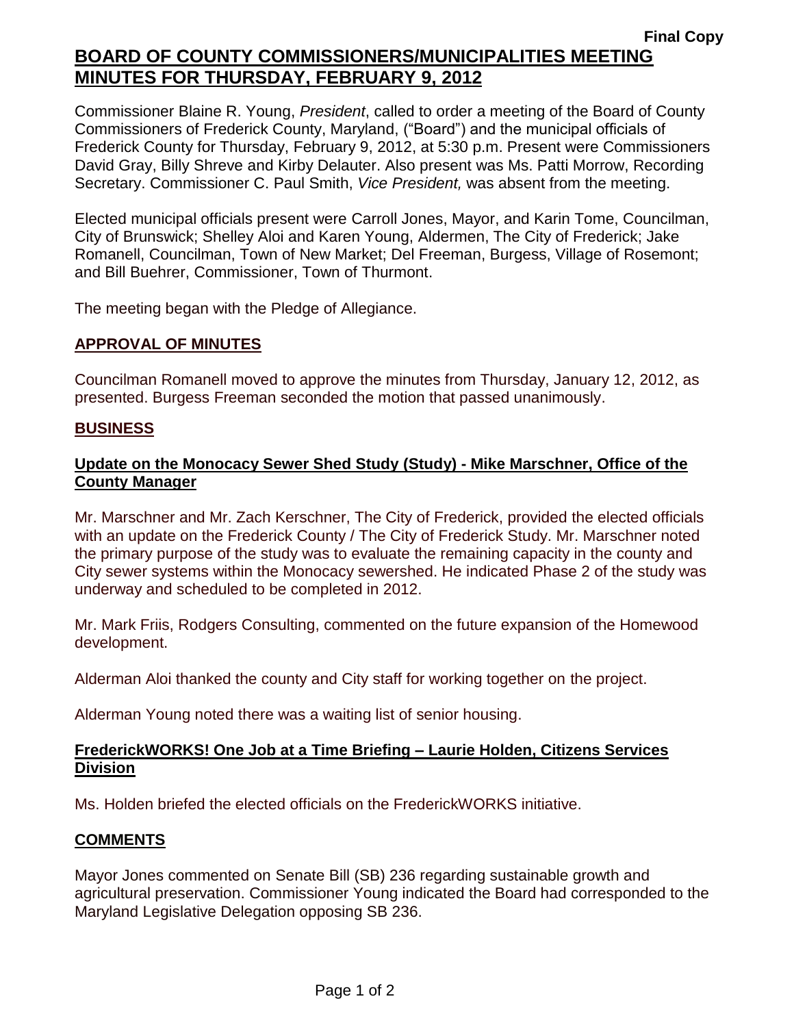**Final Copy**

# BOARD OF COUNTY COMMISSIONERS/MUNICIPALITIES MEETING MINUTES FOR THURSDAY, FEBRUARY 9, 2012

Commissioner Blaine R. Young, *President*, called to order a meeting of the Board of County Commissioners of Frederick County, Maryland, ("Board") and the municipal officials of Frederick County for Thursday, February 9, 2012, at 5:30 p.m. Present were Commissioners David Gray, Billy Shreve and Kirby Delauter. Also present was Ms. Patti Morrow, Recording Secretary. Commissioner C. Paul Smith, *Vice President,* was absent from the meeting.

Elected municipal officials present were Carroll Jones, Mayor, and Karin Tome, Councilman, City of Brunswick; Shelley Aloi and Karen Young, Aldermen, The City of Frederick; Jake Romanell, Councilman, Town of New Market; Del Freeman, Burgess, Village of Rosemont; and Bill Buehrer, Commissioner, Town of Thurmont.

The meeting began with the Pledge of Allegiance.

## APPROVAL OF MINUTES

Councilman Romanell moved to approve the minutes from Thursday, January 12, 2012, as presented. Burgess Freeman seconded the motion that passed unanimously.

## BUSINESS

### Update on the Monocacy Sewer Shed Study (Study) - Mike Marschner, Office of the County Manager

Mr. Marschner and Mr. Zach Kerschner, The City of Frederick, provided the elected officials with an update on the Frederick County / The City of Frederick Study. Mr. Marschner noted the primary purpose of the study was to evaluate the remaining capacity in the county and City sewer systems within the Monocacy sewershed. He indicated Phase 2 of the study was underway and scheduled to be completed in 2012.

Mr. Mark Friis, Rodgers Consulting, commented on the future expansion of the Homewood development.

Alderman Aloi thanked the county and City staff for working together on the project.

Alderman Young noted there was a waiting list of senior housing.

### FrederickWORKS! One Job at a Time Briefing – Laurie Holden, Citizens Services Division

Ms. Holden briefed the elected officials on the FrederickWORKS initiative.

## COMMENTS

Mayor Jones commented on Senate Bill (SB) 236 regarding sustainable growth and agricultural preservation. Commissioner Young indicated the Board had corresponded to the Maryland Legislative Delegation opposing SB 236.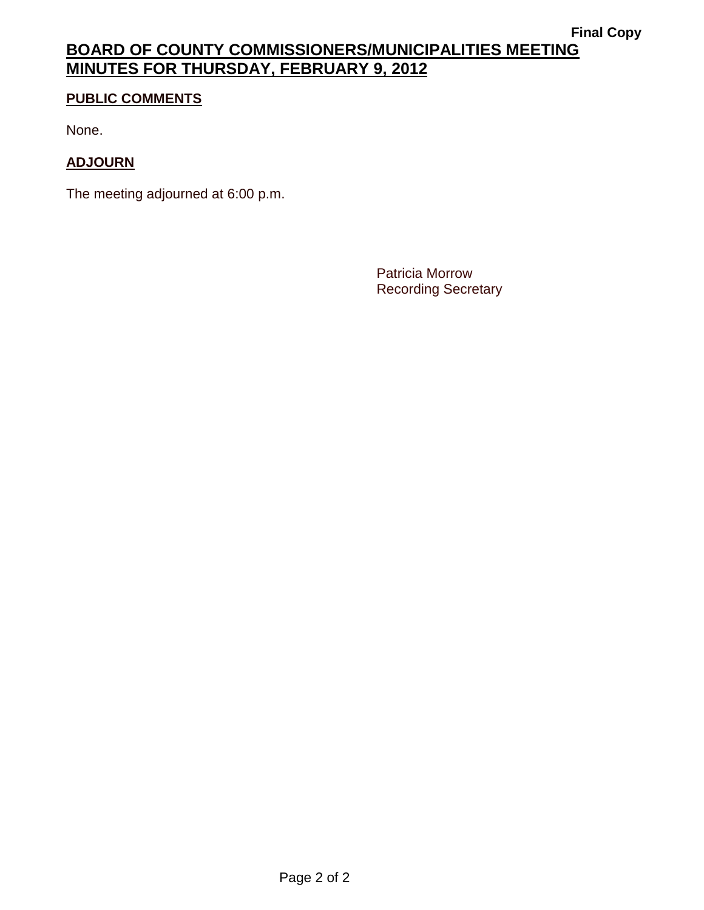## PUBLIC COMMENTS

None.

## ADJOURN

The meeting adjourned at 6:00 p.m.

Patricia Morrow
Recording Secretary